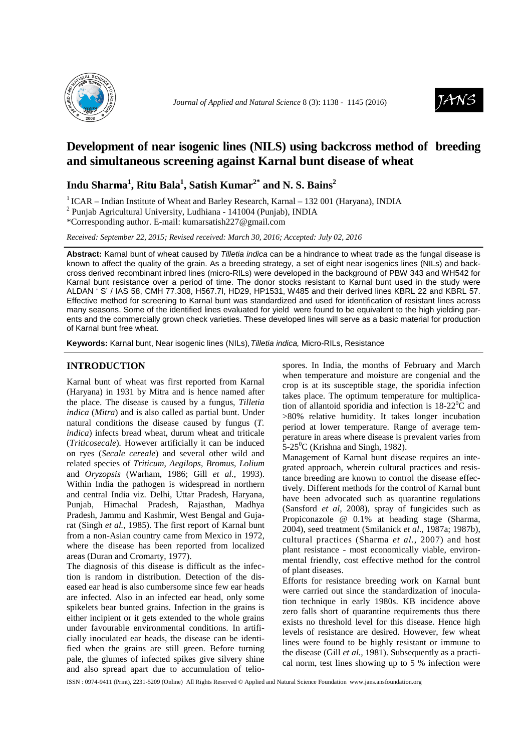# Development of near isogenic lines (NILS) using backcross method of breeding and simultaneous screening against Karnal bunt disease of wheat

**Indu Sharma[1], Ritu Bala[1], Satish Kumar[2*] and N. S. Bains[2]**

[1] ICAR – Indian Institute of Wheat and Barley Research, Karnal – 132 001 (Haryana), INDIA

[2] Punjab Agricultural University, Ludhiana - 141004 (Punjab), INDIA

*Corresponding author. E-mail: kumarsatish227@gmail.com

*Received: September 22, 2015; Revised received: March 30, 2016; Accepted: July 02, 2016*

**Abstract:** Karnal bunt of wheat caused by *Tilletia indica* can be a hindrance to wheat trade as the fungal disease is known to affect the quality of the grain. As a breeding strategy, a set of eight near isogenics lines (NILs) and backcross derived recombinant inbred lines (micro-RILs) were developed in the background of PBW 343 and WH542 for Karnal bunt resistance over a period of time. The donor stocks resistant to Karnal bunt used in the study were ALDAN ' S' / IAS 58, CMH 77.308, H567.7I, HD29, HP1531, W485 and their derived lines KBRL 22 and KBRL 57. Effective method for screening to Karnal bunt was standardized and used for identification of resistant lines across many seasons. Some of the identified lines evaluated for yield were found to be equivalent to the high yielding parents and the commercially grown check varieties. These developed lines will serve as a basic material for production of Karnal bunt free wheat.

**Keywords:** Karnal bunt, Near isogenic lines (NILs), *Tilletia indica,* Micro-RILs, Resistance

## INTRODUCTION

Karnal bunt of wheat was first reported from Karnal (Haryana) in 1931 by Mitra and is hence named after the place. The disease is caused by a fungus, *Tilletia indica* (*Mitra*) and is also called as partial bunt. Under natural conditions the disease caused by fungus (*T. indica*) infects bread wheat, durum wheat and triticale (*Triticosecale*). However artificially it can be induced on ryes (*Secale cereale*) and several other wild and related species of *Triticum*, *Aegilops*, *Bromus*, *Lolium* and *Oryzopsis* (Warham, 1986; Gill *et al.,* 1993). Within India the pathogen is widespread in northern and central India viz. Delhi, Uttar Pradesh, Haryana, Punjab, Himachal Pradesh, Rajasthan, Madhya Pradesh, Jammu and Kashmir, West Bengal and Gujarat (Singh *et al.,* 1985). The first report of Karnal bunt from a non-Asian country came from Mexico in 1972, where the disease has been reported from localized areas (Duran and Cromarty, 1977).

The diagnosis of this disease is difficult as the infection is random in distribution. Detection of the diseased ear head is also cumbersome since few ear heads are infected. Also in an infected ear head, only some spikelets bear bunted grains. Infection in the grains is either incipient or it gets extended to the whole grains under favourable environmental conditions. In artificially inoculated ear heads, the disease can be identified when the grains are still green. Before turning pale, the glumes of infected spikes give silvery shine and also spread apart due to accumulation of teliospores. In India, the months of February and March when temperature and moisture are congenial and the crop is at its susceptible stage, the sporidia infection takes place. The optimum temperature for multiplication of allantoid sporidia and infection is 18-22$^0$C and >80% relative humidity. It takes longer incubation period at lower temperature. Range of average temperature in areas where disease is prevalent varies from 5-25$^0$C (Krishna and Singh, 1982).

Management of Karnal bunt disease requires an integrated approach, wherein cultural practices and resistance breeding are known to control the disease effectively. Different methods for the control of Karnal bunt have been advocated such as quarantine regulations (Sansford *et al,* 2008), spray of fungicides such as Propiconazole @ 0.1% at heading stage (Sharma, 2004), seed treatment (Smilanick *et al*., 1987a; 1987b), cultural practices (Sharma *et al.,* 2007) and host plant resistance - most economically viable, environmental friendly, cost effective method for the control of plant diseases.

Efforts for resistance breeding work on Karnal bunt were carried out since the standardization of inoculation technique in early 1980s. KB incidence above zero falls short of quarantine requirements thus there exists no threshold level for this disease. Hence high levels of resistance are desired. However, few wheat lines were found to be highly resistant or immune to the disease (Gill *et al.,* 1981). Subsequently as a practical norm, test lines showing up to 5 % infection were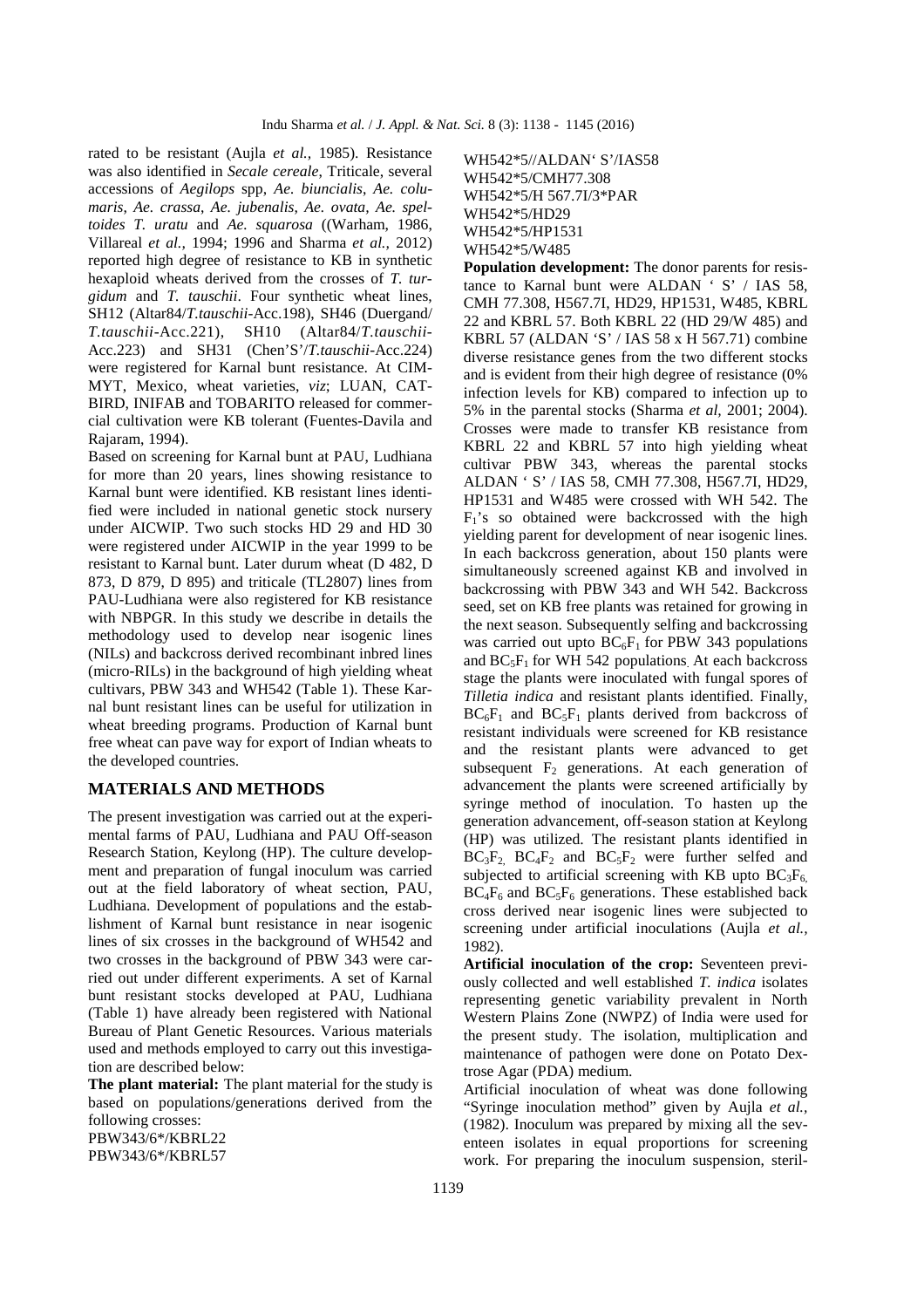rated to be resistant (Aujla *et al.*, 1985). Resistance was also identified in *Secale cereale*, Triticale, several accessions of *Aegilops* spp, *Ae. biuncialis*, *Ae. columaris*, *Ae. crassa*, *Ae. jubenalis*, *Ae. ovata*, *Ae. speltoides T. uratu* and *Ae. squarosa* ((Warham, 1986, Villareal *et al.*, 1994; 1996 and Sharma *et al.*, 2012) reported high degree of resistance to KB in synthetic hexaploid wheats derived from the crosses of *T. turgidum* and *T. tauschii*. Four synthetic wheat lines, SH12 (Altar84/*T.tauschii*-Acc.198), SH46 (Duergand/*T.tauschii*-Acc.221), SH10 (Altar84/*T.tauschii*-Acc.223) and SH31 (Chen'S'/*T.tauschii*-Acc.224) were registered for Karnal bunt resistance. At CIMMYT, Mexico, wheat varieties, *viz*; LUAN, CATBIRD, INIFAB and TOBARITO released for commercial cultivation were KB tolerant (Fuentes-Davila and Rajaram, 1994).

Based on screening for Karnal bunt at PAU, Ludhiana for more than 20 years, lines showing resistance to Karnal bunt were identified. KB resistant lines identified were included in national genetic stock nursery under AICWIP. Two such stocks HD 29 and HD 30 were registered under AICWIP in the year 1999 to be resistant to Karnal bunt. Later durum wheat (D 482, D 873, D 879, D 895) and triticale (TL2807) lines from PAU-Ludhiana were also registered for KB resistance with NBPGR. In this study we describe in details the methodology used to develop near isogenic lines (NILs) and backcross derived recombinant inbred lines (micro-RILs) in the background of high yielding wheat cultivars, PBW 343 and WH542 (Table 1). These Karnal bunt resistant lines can be useful for utilization in wheat breeding programs. Production of Karnal bunt free wheat can pave way for export of Indian wheats to the developed countries.

## MATERIALS AND METHODS

The present investigation was carried out at the experimental farms of PAU, Ludhiana and PAU Off-season Research Station, Keylong (HP). The culture development and preparation of fungal inoculum was carried out at the field laboratory of wheat section, PAU, Ludhiana. Development of populations and the establishment of Karnal bunt resistance in near isogenic lines of six crosses in the background of WH542 and two crosses in the background of PBW 343 were carried out under different experiments. A set of Karnal bunt resistant stocks developed at PAU, Ludhiana (Table 1) have already been registered with National Bureau of Plant Genetic Resources. Various materials used and methods employed to carry out this investigation are described below:

**The plant material:** The plant material for the study is based on populations/generations derived from the following crosses:

PBW343/6*/KBRL22
PBW343/6*/KBRL57
WH542*5//ALDAN' S'/IAS58
WH542*5/CMH77.308
WH542*5/H 567.7I/3*PAR
WH542*5/HD29
WH542*5/HP1531
WH542*5/W485

**Population development:** The donor parents for resistance to Karnal bunt were ALDAN ' S' / IAS 58, CMH 77.308, H567.7I, HD29, HP1531, W485, KBRL 22 and KBRL 57. Both KBRL 22 (HD 29/W 485) and KBRL 57 (ALDAN 'S' / IAS 58 x H 567.71) combine diverse resistance genes from the two different stocks and is evident from their high degree of resistance (0% infection levels for KB) compared to infection up to 5% in the parental stocks (Sharma *et al*, 2001; 2004). Crosses were made to transfer KB resistance from KBRL 22 and KBRL 57 into high yielding wheat cultivar PBW 343, whereas the parental stocks ALDAN ' S' / IAS 58, CMH 77.308, H567.7I, HD29, HP1531 and W485 were crossed with WH 542. The $F_1$'s so obtained were backcrossed with the high yielding parent for development of near isogenic lines. In each backcross generation, about 150 plants were simultaneously screened against KB and involved in backcrossing with PBW 343 and WH 542. Backcross seed, set on KB free plants was retained for growing in the next season. Subsequently selfing and backcrossing was carried out upto $BC_6F_1$ for PBW 343 populations and $BC_5F_1$ for WH 542 populations. At each backcross stage the plants were inoculated with fungal spores of *Tilletia indica* and resistant plants identified. Finally, $BC_6F_1$ and $BC_5F_1$ plants derived from backcross of resistant individuals were screened for KB resistance and the resistant plants were advanced to get subsequent $F_2$ generations. At each generation of advancement the plants were screened artificially by syringe method of inoculation. To hasten up the generation advancement, off-season station at Keylong (HP) was utilized. The resistant plants identified in $BC_3F_2$, $BC_4F_2$ and $BC_5F_2$ were further selfed and subjected to artificial screening with KB upto $BC_3F_6$, $BC_4F_6$ and $BC_5F_6$ generations. These established back cross derived near isogenic lines were subjected to screening under artificial inoculations (Aujla *et al.*, 1982).

**Artificial inoculation of the crop:** Seventeen previously collected and well established *T. indica* isolates representing genetic variability prevalent in North Western Plains Zone (NWPZ) of India were used for the present study. The isolation, multiplication and maintenance of pathogen were done on Potato Dextrose Agar (PDA) medium.

Artificial inoculation of wheat was done following "Syringe inoculation method" given by Aujla *et al.*, (1982). Inoculum was prepared by mixing all the seventeen isolates in equal proportions for screening work. For preparing the inoculum suspension, steril-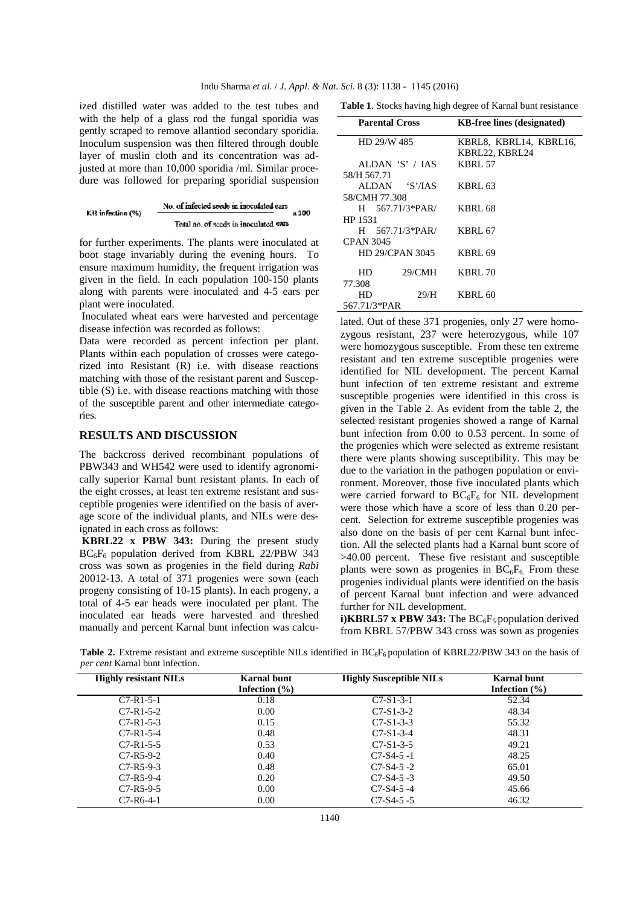ized distilled water was added to the test tubes and with the help of a glass rod the fungal sporidia was gently scraped to remove allantiod secondary sporidia. Inoculum suspension was then filtered through double layer of muslin cloth and its concentration was adjusted at more than 10,000 sporidia /ml. Similar procedure was followed for preparing sporidial suspension

$$\text{KB infection (\%)} = \frac{\text{No. of infected seeds in inoculated ears}}{\text{Total no. of seeds in inoculated ears}} \times 100$$

for further experiments. The plants were inoculated at boot stage invariably during the evening hours. To ensure maximum humidity, the frequent irrigation was given in the field. In each population 100-150 plants along with parents were inoculated and 4-5 ears per plant were inoculated.

Inoculated wheat ears were harvested and percentage disease infection was recorded as follows:

Data were recorded as percent infection per plant. Plants within each population of crosses were categorized into Resistant (R) i.e. with disease reactions matching with those of the resistant parent and Susceptible (S) i.e. with disease reactions matching with those of the susceptible parent and other intermediate categories.

## RESULTS AND DISCUSSION

The backcross derived recombinant populations of PBW343 and WH542 were used to identify agronomically superior Karnal bunt resistant plants. In each of the eight crosses, at least ten extreme resistant and susceptible progenies were identified on the basis of average score of the individual plants, and NILs were designated in each cross as follows:

**KBRL22 x PBW 343:** During the present study $BC_6F_6$ population derived from KBRL 22/PBW 343 cross was sown as progenies in the field during *Rabi* 20012-13. A total of 371 progenies were sown (each progeny consisting of 10-15 plants). In each progeny, a total of 4-5 ear heads were inoculated per plant. The inoculated ear heads were harvested and threshed manually and percent Karnal bunt infection was calculated. Out of these 371 progenies, only 27 were homozygous resistant, 237 were heterozygous, while 107 were homozygous susceptible. From these ten extreme resistant and ten extreme susceptible progenies were identified for NIL development. The percent Karnal bunt infection of ten extreme resistant and extreme susceptible progenies were identified in this cross is given in the Table 2. As evident from the table 2, the selected resistant progenies showed a range of Karnal bunt infection from 0.00 to 0.53 percent. In some of the progenies which were selected as extreme resistant there were plants showing susceptibility. This may be due to the variation in the pathogen population or environment. Moreover, those five inoculated plants which were carried forward to $BC_6F_6$ for NIL development were those which have a score of less than 0.20 percent. Selection for extreme susceptible progenies was also done on the basis of per cent Karnal bunt infection. All the selected plants had a Karnal bunt score of >40.00 percent. These five resistant and susceptible plants were sown as progenies in $BC_6F_6$. From these progenies individual plants were identified on the basis of percent Karnal bunt infection and were advanced further for NIL development.

**i)KBRL57 x PBW 343:** The $BC_6F_5$ population derived from KBRL 57/PBW 343 cross was sown as progenies

**Table 1**. Stocks having high degree of Karnal bunt resistance

| Parental Cross | KB-free lines (designated) |
|---|---|
| HD 29/W 485 | KBRL8, KBRL14, KBRL16, KBRL22, KBRL24 |
| ALDAN 'S' / IAS 58/H 567.71 | KBRL 57 |
| ALDAN 'S'/IAS 58/CMH 77.308 | KBRL 63 |
| H 567.71/3*PAR/ HP 1531 | KBRL 68 |
| H 567.71/3*PAR/ CPAN 3045 | KBRL 67 |
| HD 29/CPAN 3045 | KBRL 69 |
| HD 29/CMH 77.308 | KBRL 70 |
| HD 29/H 567.71/3*PAR | KBRL 60 |

**Table 2.** Extreme resistant and extreme susceptible NILs identified in $BC_6F_6$ population of KBRL22/PBW 343 on the basis of *per cent* Karnal bunt infection.

| Highly resistant NILs | Karnal bunt Infection (%) | Highly Susceptible NILs | Karnal bunt Infection (%) |
|---|---|---|---|
| C7-R1-5-1 | 0.18 | C7-S1-3-1 | 52.34 |
| C7-R1-5-2 | 0.00 | C7-S1-3-2 | 48.34 |
| C7-R1-5-3 | 0.15 | C7-S1-3-3 | 55.32 |
| C7-R1-5-4 | 0.48 | C7-S1-3-4 | 48.31 |
| C7-R1-5-5 | 0.53 | C7-S1-3-5 | 49.21 |
| C7-R5-9-2 | 0.40 | C7-S4-5 -1 | 48.25 |
| C7-R5-9-3 | 0.48 | C7-S4-5 -2 | 65.01 |
| C7-R5-9-4 | 0.20 | C7-S4-5 -3 | 49.50 |
| C7-R5-9-5 | 0.00 | C7-S4-5 -4 | 45.66 |
| C7-R6-4-1 | 0.00 | C7-S4-5 -5 | 46.32 |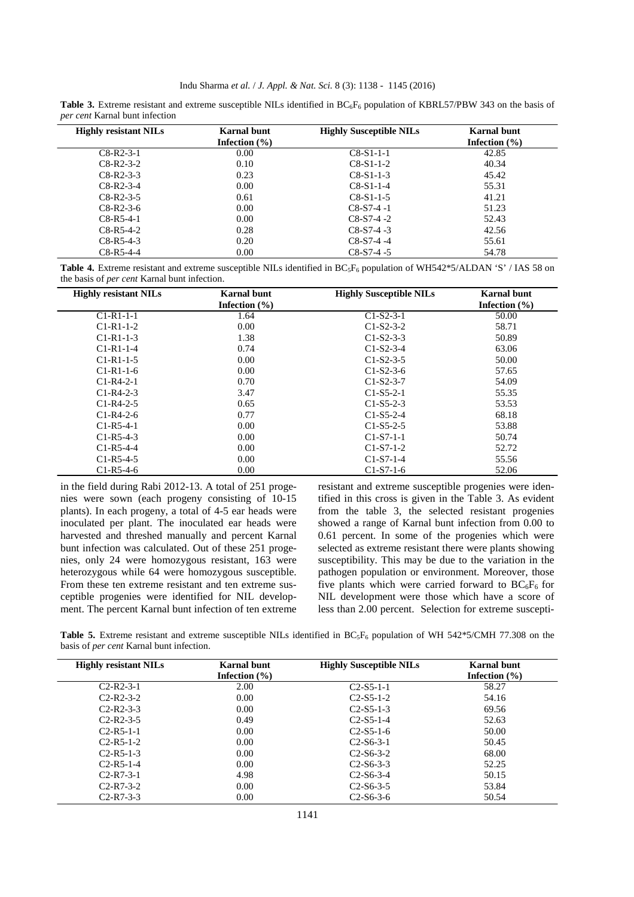**Table 3.** Extreme resistant and extreme susceptible NILs identified in $BC_6F_6$ population of KBRL57/PBW 343 on the basis of *per cent* Karnal bunt infection

| Highly resistant NILs | Karnal bunt Infection (%) | Highly Susceptible NILs | Karnal bunt Infection (%) |
|---|---|---|---|
| C8-R2-3-1 | 0.00 | C8-S1-1-1 | 42.85 |
| C8-R2-3-2 | 0.10 | C8-S1-1-2 | 40.34 |
| C8-R2-3-3 | 0.23 | C8-S1-1-3 | 45.42 |
| C8-R2-3-4 | 0.00 | C8-S1-1-4 | 55.31 |
| C8-R2-3-5 | 0.61 | C8-S1-1-5 | 41.21 |
| C8-R2-3-6 | 0.00 | C8-S7-4 -1 | 51.23 |
| C8-R5-4-1 | 0.00 | C8-S7-4 -2 | 52.43 |
| C8-R5-4-2 | 0.28 | C8-S7-4 -3 | 42.56 |
| C8-R5-4-3 | 0.20 | C8-S7-4 -4 | 55.61 |
| C8-R5-4-4 | 0.00 | C8-S7-4 -5 | 54.78 |

**Table 4.** Extreme resistant and extreme susceptible NILs identified in $BC_5F_6$ population of WH542*5/ALDAN 'S' / IAS 58 on the basis of *per cent* Karnal bunt infection.

| Highly resistant NILs | Karnal bunt Infection (%) | Highly Susceptible NILs | Karnal bunt Infection (%) |
|---|---|---|---|
| C1-R1-1-1 | 1.64 | C1-S2-3-1 | 50.00 |
| C1-R1-1-2 | 0.00 | C1-S2-3-2 | 58.71 |
| C1-R1-1-3 | 1.38 | C1-S2-3-3 | 50.89 |
| C1-R1-1-4 | 0.74 | C1-S2-3-4 | 63.06 |
| C1-R1-1-5 | 0.00 | C1-S2-3-5 | 50.00 |
| C1-R1-1-6 | 0.00 | C1-S2-3-6 | 57.65 |
| C1-R4-2-1 | 0.70 | C1-S2-3-7 | 54.09 |
| C1-R4-2-3 | 3.47 | C1-S5-2-1 | 55.35 |
| C1-R4-2-5 | 0.65 | C1-S5-2-3 | 53.53 |
| C1-R4-2-6 | 0.77 | C1-S5-2-4 | 68.18 |
| C1-R5-4-1 | 0.00 | C1-S5-2-5 | 53.88 |
| C1-R5-4-3 | 0.00 | C1-S7-1-1 | 50.74 |
| C1-R5-4-4 | 0.00 | C1-S7-1-2 | 52.72 |
| C1-R5-4-5 | 0.00 | C1-S7-1-4 | 55.56 |
| C1-R5-4-6 | 0.00 | C1-S7-1-6 | 52.06 |

in the field during Rabi 2012-13. A total of 251 progenies were sown (each progeny consisting of 10-15 plants). In each progeny, a total of 4-5 ear heads were inoculated per plant. The inoculated ear heads were harvested and threshed manually and percent Karnal bunt infection was calculated. Out of these 251 progenies, only 24 were homozygous resistant, 163 were heterozygous while 64 were homozygous susceptible. From these ten extreme resistant and ten extreme susceptible progenies were identified for NIL development. The percent Karnal bunt infection of ten extreme resistant and extreme susceptible progenies were identified in this cross is given in the Table 3. As evident from the table 3, the selected resistant progenies showed a range of Karnal bunt infection from 0.00 to 0.61 percent. In some of the progenies which were selected as extreme resistant there were plants showing susceptibility. This may be due to the variation in the pathogen population or environment. Moreover, those five plants which were carried forward to $BC_6F_6$ for NIL development were those which have a score of less than 2.00 percent. Selection for extreme suscepti-

**Table 5.** Extreme resistant and extreme susceptible NILs identified in $BC_5F_6$ population of WH 542*5/CMH 77.308 on the basis of *per cent* Karnal bunt infection.

| Highly resistant NILs | Karnal bunt Infection (%) | Highly Susceptible NILs | Karnal bunt Infection (%) |
|---|---|---|---|
| C2-R2-3-1 | 2.00 | C2-S5-1-1 | 58.27 |
| C2-R2-3-2 | 0.00 | C2-S5-1-2 | 54.16 |
| C2-R2-3-3 | 0.00 | C2-S5-1-3 | 69.56 |
| C2-R2-3-5 | 0.49 | C2-S5-1-4 | 52.63 |
| C2-R5-1-1 | 0.00 | C2-S5-1-6 | 50.00 |
| C2-R5-1-2 | 0.00 | C2-S6-3-1 | 50.45 |
| C2-R5-1-3 | 0.00 | C2-S6-3-2 | 68.00 |
| C2-R5-1-4 | 0.00 | C2-S6-3-3 | 52.25 |
| C2-R7-3-1 | 4.98 | C2-S6-3-4 | 50.15 |
| C2-R7-3-2 | 0.00 | C2-S6-3-5 | 53.84 |
| C2-R7-3-3 | 0.00 | C2-S6-3-6 | 50.54 |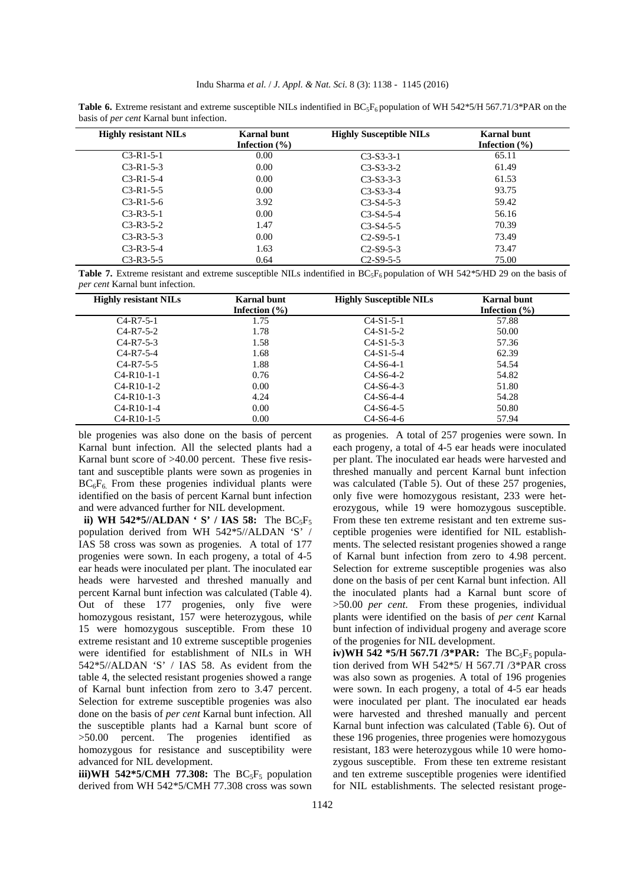**Table 6.** Extreme resistant and extreme susceptible NILs indentified in $BC_5F_6$ population of WH 542*5/H 567.71/3*PAR on the basis of *per cent* Karnal bunt infection.

| Highly resistant NILs | Karnal bunt Infection (%) | Highly Susceptible NILs | Karnal bunt Infection (%) |
|---|---|---|---|
| C3-R1-5-1 | 0.00 | C3-S3-3-1 | 65.11 |
| C3-R1-5-3 | 0.00 | C3-S3-3-2 | 61.49 |
| C3-R1-5-4 | 0.00 | C3-S3-3-3 | 61.53 |
| C3-R1-5-5 | 0.00 | C3-S3-3-4 | 93.75 |
| C3-R1-5-6 | 3.92 | C3-S4-5-3 | 59.42 |
| C3-R3-5-1 | 0.00 | C3-S4-5-4 | 56.16 |
| C3-R3-5-2 | 1.47 | C3-S4-5-5 | 70.39 |
| C3-R3-5-3 | 0.00 | C2-S9-5-1 | 73.49 |
| C3-R3-5-4 | 1.63 | C2-S9-5-3 | 73.47 |
| C3-R3-5-5 | 0.64 | C2-S9-5-5 | 75.00 |

**Table 7.** Extreme resistant and extreme susceptible NILs indentified in $BC_5F_6$ population of WH 542*5/HD 29 on the basis of *per cent* Karnal bunt infection.

| Highly resistant NILs | Karnal bunt Infection (%) | Highly Susceptible NILs | Karnal bunt Infection (%) |
|---|---|---|---|
| C4-R7-5-1 | 1.75 | C4-S1-5-1 | 57.88 |
| C4-R7-5-2 | 1.78 | C4-S1-5-2 | 50.00 |
| C4-R7-5-3 | 1.58 | C4-S1-5-3 | 57.36 |
| C4-R7-5-4 | 1.68 | C4-S1-5-4 | 62.39 |
| C4-R7-5-5 | 1.88 | C4-S6-4-1 | 54.54 |
| C4-R10-1-1 | 0.76 | C4-S6-4-2 | 54.82 |
| C4-R10-1-2 | 0.00 | C4-S6-4-3 | 51.80 |
| C4-R10-1-3 | 4.24 | C4-S6-4-4 | 54.28 |
| C4-R10-1-4 | 0.00 | C4-S6-4-5 | 50.80 |
| C4-R10-1-5 | 0.00 | C4-S6-4-6 | 57.94 |

ble progenies was also done on the basis of percent Karnal bunt infection. All the selected plants had a Karnal bunt score of >40.00 percent. These five resistant and susceptible plants were sown as progenies in $BC_6F_6$. From these progenies individual plants were identified on the basis of percent Karnal bunt infection and were advanced further for NIL development.

**ii) WH 542*5//ALDAN ' S' / IAS 58:** The $BC_5F_5$ population derived from WH 542*5//ALDAN 'S' / IAS 58 cross was sown as progenies. A total of 177 progenies were sown. In each progeny, a total of 4-5 ear heads were inoculated per plant. The inoculated ear heads were harvested and threshed manually and percent Karnal bunt infection was calculated (Table 4). Out of these 177 progenies, only five were homozygous resistant, 157 were heterozygous, while 15 were homozygous susceptible. From these 10 extreme resistant and 10 extreme susceptible progenies were identified for establishment of NILs in WH 542*5//ALDAN 'S' / IAS 58. As evident from the table 4, the selected resistant progenies showed a range of Karnal bunt infection from zero to 3.47 percent. Selection for extreme susceptible progenies was also done on the basis of *per cent* Karnal bunt infection. All the susceptible plants had a Karnal bunt score of >50.00 percent. The progenies identified as homozygous for resistance and susceptibility were advanced for NIL development.

**iii)WH 542*5/CMH 77.308:** The $BC_5F_5$ population derived from WH 542*5/CMH 77.308 cross was sown as progenies. A total of 257 progenies were sown. In each progeny, a total of 4-5 ear heads were inoculated per plant. The inoculated ear heads were harvested and threshed manually and percent Karnal bunt infection was calculated (Table 5). Out of these 257 progenies, only five were homozygous resistant, 233 were heterozygous, while 19 were homozygous susceptible. From these ten extreme resistant and ten extreme susceptible progenies were identified for NIL establishments. The selected resistant progenies showed a range of Karnal bunt infection from zero to 4.98 percent. Selection for extreme susceptible progenies was also done on the basis of per cent Karnal bunt infection. All the inoculated plants had a Karnal bunt score of >50.00 *per cent*. From these progenies, individual plants were identified on the basis of *per cent* Karnal bunt infection of individual progeny and average score of the progenies for NIL development.

**iv)WH 542 *5/H 567.7I /3*PAR:** The $BC_5F_5$ population derived from WH 542*5/ H 567.7I /3*PAR cross was also sown as progenies. A total of 196 progenies were sown. In each progeny, a total of 4-5 ear heads were inoculated per plant. The inoculated ear heads were harvested and threshed manually and percent Karnal bunt infection was calculated (Table 6). Out of these 196 progenies, three progenies were homozygous resistant, 183 were heterozygous while 10 were homozygous susceptible. From these ten extreme resistant and ten extreme susceptible progenies were identified for NIL establishments. The selected resistant proge-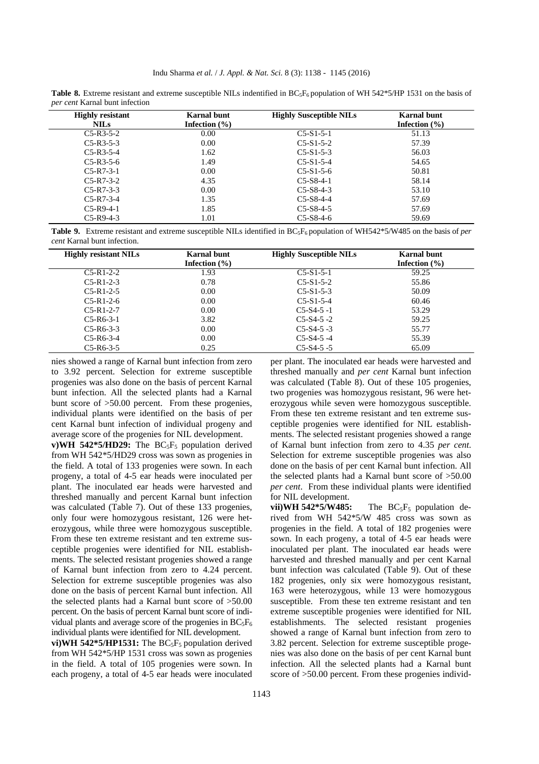**Table 8.** Extreme resistant and extreme susceptible NILs indentified in $BC_5F_6$ population of WH 542*5/HP 1531 on the basis of *per cent* Karnal bunt infection

| Highly resistant NILs | Karnal bunt Infection (%) | Highly Susceptible NILs | Karnal bunt Infection (%) |
|---|---|---|---|
| C5-R3-5-2 | 0.00 | C5-S1-5-1 | 51.13 |
| C5-R3-5-3 | 0.00 | C5-S1-5-2 | 57.39 |
| C5-R3-5-4 | 1.62 | C5-S1-5-3 | 56.03 |
| C5-R3-5-6 | 1.49 | C5-S1-5-4 | 54.65 |
| C5-R7-3-1 | 0.00 | C5-S1-5-6 | 50.81 |
| C5-R7-3-2 | 4.35 | C5-S8-4-1 | 58.14 |
| C5-R7-3-3 | 0.00 | C5-S8-4-3 | 53.10 |
| C5-R7-3-4 | 1.35 | C5-S8-4-4 | 57.69 |
| C5-R9-4-1 | 1.85 | C5-S8-4-5 | 57.69 |
| C5-R9-4-3 | 1.01 | C5-S8-4-6 | 59.69 |

**Table 9.** Extreme resistant and extreme susceptible NILs identified in $BC_5F_6$ population of WH542*5/W485 on the basis of *per cent* Karnal bunt infection.

| Highly resistant NILs | Karnal bunt Infection (%) | Highly Susceptible NILs | Karnal bunt Infection (%) |
|---|---|---|---|
| C5-R1-2-2 | 1.93 | C5-S1-5-1 | 59.25 |
| C5-R1-2-3 | 0.78 | C5-S1-5-2 | 55.86 |
| C5-R1-2-5 | 0.00 | C5-S1-5-3 | 50.09 |
| C5-R1-2-6 | 0.00 | C5-S1-5-4 | 60.46 |
| C5-R1-2-7 | 0.00 | C5-S4-5 -1 | 53.29 |
| C5-R6-3-1 | 3.82 | C5-S4-5 -2 | 59.25 |
| C5-R6-3-3 | 0.00 | C5-S4-5 -3 | 55.77 |
| C5-R6-3-4 | 0.00 | C5-S4-5 -4 | 55.39 |
| C5-R6-3-5 | 0.25 | C5-S4-5 -5 | 65.09 |

nies showed a range of Karnal bunt infection from zero to 3.92 percent. Selection for extreme susceptible progenies was also done on the basis of percent Karnal bunt infection. All the selected plants had a Karnal bunt score of >50.00 percent. From these progenies, individual plants were identified on the basis of per cent Karnal bunt infection of individual progeny and average score of the progenies for NIL development.

**v)WH 542*5/HD29:** The $BC_5F_5$ population derived from WH 542*5/HD29 cross was sown as progenies in the field. A total of 133 progenies were sown. In each progeny, a total of 4-5 ear heads were inoculated per plant. The inoculated ear heads were harvested and threshed manually and percent Karnal bunt infection was calculated (Table 7). Out of these 133 progenies, only four were homozygous resistant, 126 were heterozygous, while three were homozygous susceptible. From these ten extreme resistant and ten extreme susceptible progenies were identified for NIL establishments. The selected resistant progenies showed a range of Karnal bunt infection from zero to 4.24 percent. Selection for extreme susceptible progenies was also done on the basis of percent Karnal bunt infection. All the selected plants had a Karnal bunt score of >50.00 percent. On the basis of percent Karnal bunt score of individual plants and average score of the progenies in $BC_5F_6$ individual plants were identified for NIL development.

**vi)WH 542*5/HP1531:** The $BC_5F_5$ population derived from WH 542*5/HP 1531 cross was sown as progenies in the field. A total of 105 progenies were sown. In each progeny, a total of 4-5 ear heads were inoculated per plant. The inoculated ear heads were harvested and threshed manually and *per cent* Karnal bunt infection was calculated (Table 8). Out of these 105 progenies, two progenies was homozygous resistant, 96 were heterozygous while seven were homozygous susceptible. From these ten extreme resistant and ten extreme susceptible progenies were identified for NIL establishments. The selected resistant progenies showed a range of Karnal bunt infection from zero to 4.35 *per cent*. Selection for extreme susceptible progenies was also done on the basis of per cent Karnal bunt infection. All the selected plants had a Karnal bunt score of >50.00 *per cent*. From these individual plants were identified for NIL development.

**vii)WH 542*5/W485:** The $BC_5F_5$ population derived from WH 542*5/W 485 cross was sown as progenies in the field. A total of 182 progenies were sown. In each progeny, a total of 4-5 ear heads were inoculated per plant. The inoculated ear heads were harvested and threshed manually and per cent Karnal bunt infection was calculated (Table 9). Out of these 182 progenies, only six were homozygous resistant, 163 were heterozygous, while 13 were homozygous susceptible. From these ten extreme resistant and ten extreme susceptible progenies were identified for NIL establishments. The selected resistant progenies showed a range of Karnal bunt infection from zero to 3.82 percent. Selection for extreme susceptible progenies was also done on the basis of per cent Karnal bunt infection. All the selected plants had a Karnal bunt score of >50.00 percent. From these progenies individ-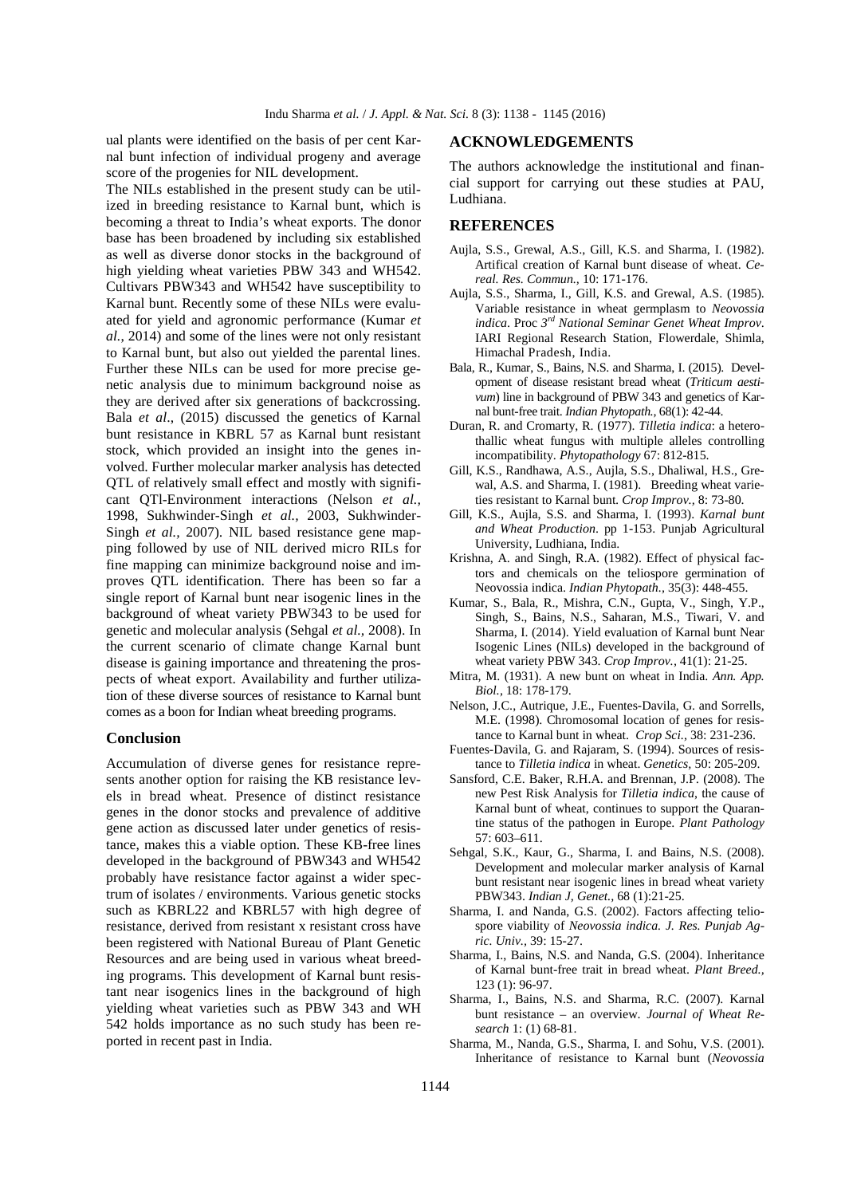ual plants were identified on the basis of per cent Karnal bunt infection of individual progeny and average score of the progenies for NIL development.

The NILs established in the present study can be utilized in breeding resistance to Karnal bunt, which is becoming a threat to India's wheat exports. The donor base has been broadened by including six established as well as diverse donor stocks in the background of high yielding wheat varieties PBW 343 and WH542. Cultivars PBW343 and WH542 have susceptibility to Karnal bunt. Recently some of these NILs were evaluated for yield and agronomic performance (Kumar *et al.,* 2014) and some of the lines were not only resistant to Karnal bunt, but also out yielded the parental lines. Further these NILs can be used for more precise genetic analysis due to minimum background noise as they are derived after six generations of backcrossing. Bala *et al*., (2015) discussed the genetics of Karnal bunt resistance in KBRL 57 as Karnal bunt resistant stock, which provided an insight into the genes involved. Further molecular marker analysis has detected QTL of relatively small effect and mostly with significant QTl-Environment interactions (Nelson *et al.,* 1998, Sukhwinder-Singh *et al.,* 2003, Sukhwinder-Singh *et al.,* 2007). NIL based resistance gene mapping followed by use of NIL derived micro RILs for fine mapping can minimize background noise and improves QTL identification. There has been so far a single report of Karnal bunt near isogenic lines in the background of wheat variety PBW343 to be used for genetic and molecular analysis (Sehgal *et al.,* 2008). In the current scenario of climate change Karnal bunt disease is gaining importance and threatening the prospects of wheat export. Availability and further utilization of these diverse sources of resistance to Karnal bunt comes as a boon for Indian wheat breeding programs.

## Conclusion

Accumulation of diverse genes for resistance represents another option for raising the KB resistance levels in bread wheat. Presence of distinct resistance genes in the donor stocks and prevalence of additive gene action as discussed later under genetics of resistance, makes this a viable option. These KB-free lines developed in the background of PBW343 and WH542 probably have resistance factor against a wider spectrum of isolates / environments. Various genetic stocks such as KBRL22 and KBRL57 with high degree of resistance, derived from resistant x resistant cross have been registered with National Bureau of Plant Genetic Resources and are being used in various wheat breeding programs. This development of Karnal bunt resistant near isogenics lines in the background of high yielding wheat varieties such as PBW 343 and WH 542 holds importance as no such study has been reported in recent past in India.

## ACKNOWLEDGEMENTS

The authors acknowledge the institutional and financial support for carrying out these studies at PAU, Ludhiana.

## REFERENCES

Aujla, S.S., Grewal, A.S., Gill, K.S. and Sharma, I. (1982). Artifical creation of Karnal bunt disease of wheat. *Cereal. Res. Commun.,* 10: 171-176.

Aujla, S.S., Sharma, I., Gill, K.S. and Grewal, A.S. (1985). Variable resistance in wheat germplasm to *Neovossia indica*. Proc *3rd National Seminar Genet Wheat Improv*. IARI Regional Research Station, Flowerdale, Shimla, Himachal Pradesh, India.

Bala, R., Kumar, S., Bains, N.S. and Sharma, I. (2015). Development of disease resistant bread wheat (*Triticum aestivum*) line in background of PBW 343 and genetics of Karnal bunt-free trait. *Indian Phytopath.,* 68(1): 42-44.

Duran, R. and Cromarty, R. (1977). *Tilletia indica*: a heterothallic wheat fungus with multiple alleles controlling incompatibility. *Phytopathology* 67: 812-815.

Gill, K.S., Randhawa, A.S., Aujla, S.S., Dhaliwal, H.S., Grewal, A.S. and Sharma, I. (1981). Breeding wheat varieties resistant to Karnal bunt. *Crop Improv.,* 8: 73-80.

Gill, K.S., Aujla, S.S. and Sharma, I. (1993). *Karnal bunt and Wheat Production*. pp 1-153. Punjab Agricultural University, Ludhiana, India.

Krishna, A. and Singh, R.A. (1982). Effect of physical factors and chemicals on the teliospore germination of Neovossia indica. *Indian Phytopath.,* 35(3): 448-455.

Kumar, S., Bala, R., Mishra, C.N., Gupta, V., Singh, Y.P., Singh, S., Bains, N.S., Saharan, M.S., Tiwari, V. and Sharma, I. (2014). Yield evaluation of Karnal bunt Near Isogenic Lines (NILs) developed in the background of wheat variety PBW 343. *Crop Improv.,* 41(1): 21-25.

Mitra, M. (1931). A new bunt on wheat in India. *Ann. App. Biol.,* 18: 178-179.

Nelson, J.C., Autrique, J.E., Fuentes-Davila, G. and Sorrells, M.E. (1998). Chromosomal location of genes for resistance to Karnal bunt in wheat. *Crop Sci.,* 38: 231-236.

Fuentes-Davila, G. and Rajaram, S. (1994). Sources of resistance to *Tilletia indica* in wheat. *Genetics,* 50: 205-209.

Sansford, C.E. Baker, R.H.A. and Brennan, J.P. (2008). The new Pest Risk Analysis for *Tilletia indica*, the cause of Karnal bunt of wheat, continues to support the Quarantine status of the pathogen in Europe. *Plant Pathology* 57: 603–611.

Sehgal, S.K., Kaur, G., Sharma, I. and Bains, N.S. (2008). Development and molecular marker analysis of Karnal bunt resistant near isogenic lines in bread wheat variety PBW343. *Indian J, Genet.,* 68 (1):21-25.

Sharma, I. and Nanda, G.S. (2002). Factors affecting teliospore viability of *Neovossia indica. J. Res. Punjab Agric. Univ.,* 39: 15-27.

Sharma, I., Bains, N.S. and Nanda, G.S. (2004). Inheritance of Karnal bunt-free trait in bread wheat. *Plant Breed.,* 123 (1): 96-97.

Sharma, I., Bains, N.S. and Sharma, R.C. (2007). Karnal bunt resistance – an overview. *Journal of Wheat Research* 1: (1) 68-81.

Sharma, M., Nanda, G.S., Sharma, I. and Sohu, V.S. (2001). Inheritance of resistance to Karnal bunt (*Neovossia*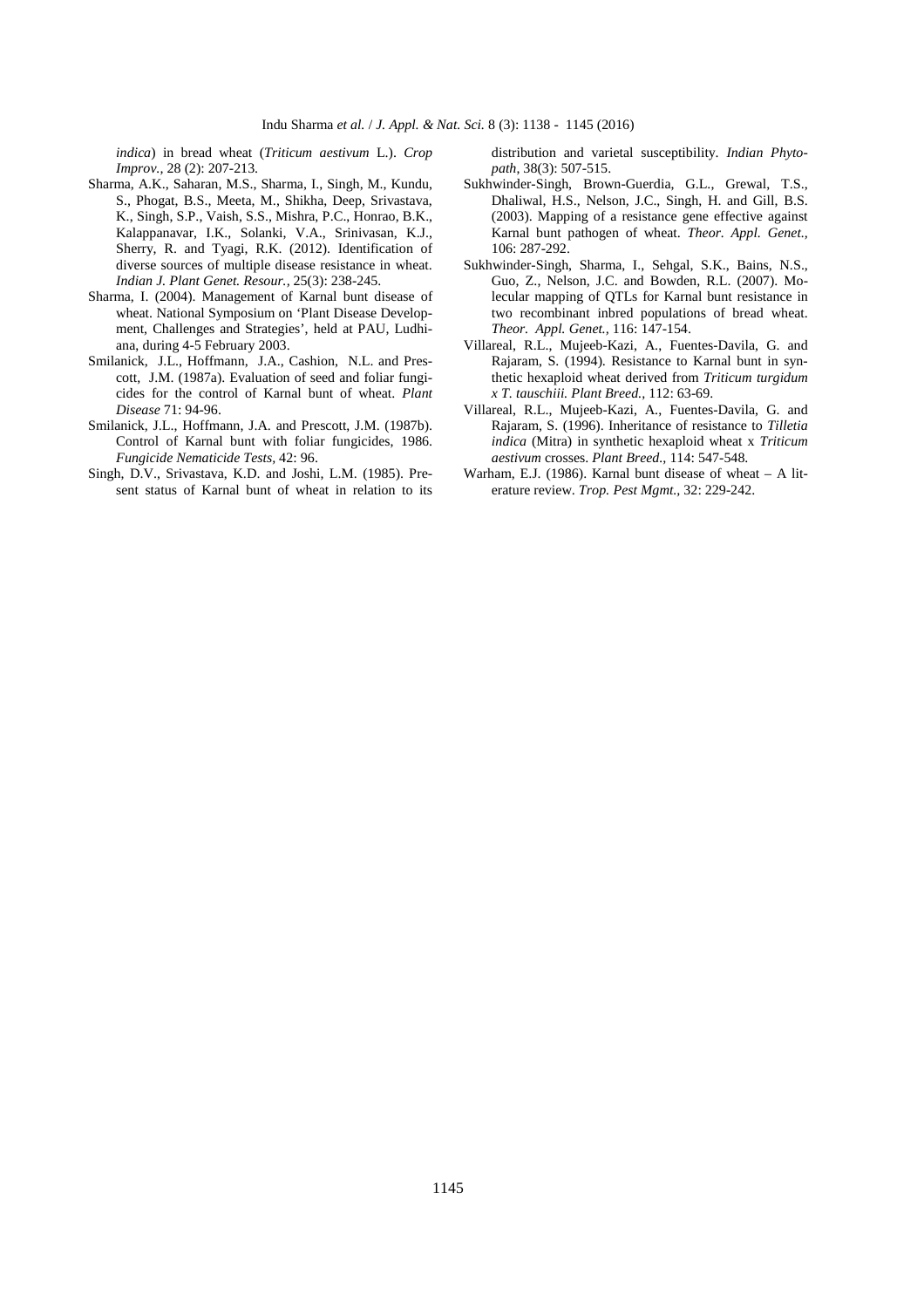*indica*) in bread wheat (*Triticum aestivum* L.). *Crop Improv.,* 28 (2): 207-213.

Sharma, A.K., Saharan, M.S., Sharma, I., Singh, M., Kundu, S., Phogat, B.S., Meeta, M., Shikha, Deep, Srivastava, K., Singh, S.P., Vaish, S.S., Mishra, P.C., Honrao, B.K., Kalappanavar, I.K., Solanki, V.A., Srinivasan, K.J., Sherry, R. and Tyagi, R.K. (2012). Identification of diverse sources of multiple disease resistance in wheat. *Indian J. Plant Genet. Resour.,* 25(3): 238-245.

Sharma, I. (2004). Management of Karnal bunt disease of wheat. National Symposium on 'Plant Disease Development, Challenges and Strategies', held at PAU, Ludhiana, during 4-5 February 2003.

Smilanick, J.L., Hoffmann, J.A., Cashion, N.L. and Prescott, J.M. (1987a). Evaluation of seed and foliar fungicides for the control of Karnal bunt of wheat. *Plant Disease* 71: 94-96.

Smilanick, J.L., Hoffmann, J.A. and Prescott, J.M. (1987b). Control of Karnal bunt with foliar fungicides, 1986. *Fungicide Nematicide Tests*, 42: 96.

Singh, D.V., Srivastava, K.D. and Joshi, L.M. (1985). Present status of Karnal bunt of wheat in relation to its distribution and varietal susceptibility. *Indian Phytopath,* 38(3): 507-515.

Sukhwinder-Singh, Brown-Guerdia, G.L., Grewal, T.S., Dhaliwal, H.S., Nelson, J.C., Singh, H. and Gill, B.S. (2003). Mapping of a resistance gene effective against Karnal bunt pathogen of wheat. *Theor. Appl. Genet.,* 106: 287-292.

Sukhwinder-Singh, Sharma, I., Sehgal, S.K., Bains, N.S., Guo, Z., Nelson, J.C. and Bowden, R.L. (2007). Molecular mapping of QTLs for Karnal bunt resistance in two recombinant inbred populations of bread wheat. *Theor. Appl. Genet.,* 116: 147-154.

Villareal, R.L., Mujeeb-Kazi, A., Fuentes-Davila, G. and Rajaram, S. (1994). Resistance to Karnal bunt in synthetic hexaploid wheat derived from *Triticum turgidum x T. tauschiii. Plant Breed.,* 112: 63-69.

Villareal, R.L., Mujeeb-Kazi, A., Fuentes-Davila, G. and Rajaram, S. (1996). Inheritance of resistance to *Tilletia indica* (Mitra) in synthetic hexaploid wheat x *Triticum aestivum* crosses. *Plant Breed*., 114: 547-548.

Warham, E.J. (1986). Karnal bunt disease of wheat – A literature review. *Trop. Pest Mgmt.,* 32: 229-242.